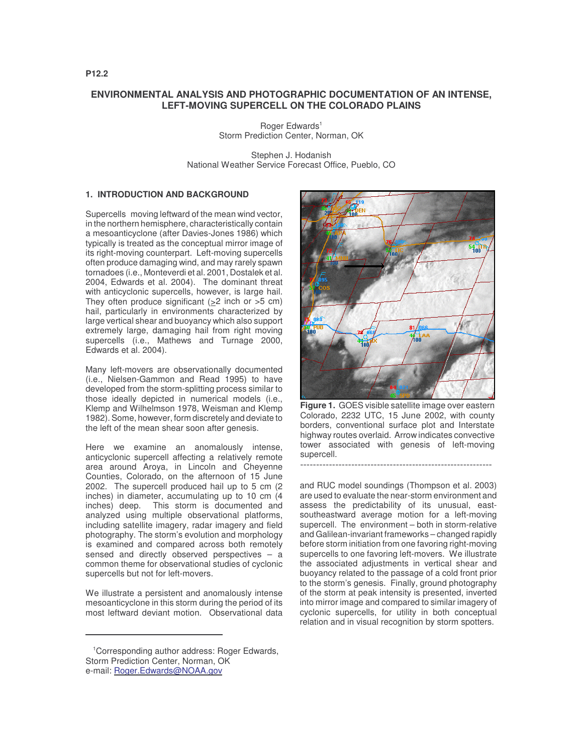P12.2

# ENVIRONMENTAL ANALYSIS AND PHOTOGRAPHIC DOCUMENTATION OF AN INTENSE, LEFT-MOVING SUPERCELL ON THE COLORADO PLAINS

Roger Edwards[1]
Storm Prediction Center, Norman, OK

Stephen J. Hodanish
National Weather Service Forecast Office, Pueblo, CO

## 1. INTRODUCTION AND BACKGROUND

Supercells moving leftward of the mean wind vector, in the northern hemisphere, characteristically contain a mesoanticyclone (after Davies-Jones 1986) which typically is treated as the conceptual mirror image of its right-moving counterpart. Left-moving supercells often produce damaging wind, and may rarely spawn tornadoes (i.e., Monteverdi et al. 2001, Dostalek et al. 2004, Edwards et al. 2004). The dominant threat with anticyclonic supercells, however, is large hail. They often produce significant ($\geq$2 inch or >5 cm) hail, particularly in environments characterized by large vertical shear and buoyancy which also support extremely large, damaging hail from right moving supercells (i.e., Mathews and Turnage 2000, Edwards et al. 2004).

Many left-movers are observationally documented (i.e., Nielsen-Gammon and Read 1995) to have developed from the storm-splitting process similar to those ideally depicted in numerical models (i.e., Klemp and Wilhelmson 1978, Weisman and Klemp 1982). Some, however, form discretely and deviate to the left of the mean shear soon after genesis.

Here we examine an anomalously intense, anticyclonic supercell affecting a relatively remote area around Aroya, in Lincoln and Cheyenne Counties, Colorado, on the afternoon of 15 June 2002. The supercell produced hail up to 5 cm (2 inches) in diameter, accumulating up to 10 cm (4 inches) deep. This storm is documented and analyzed using multiple observational platforms, including satellite imagery, radar imagery and field photography. The storm's evolution and morphology is examined and compared across both remotely sensed and directly observed perspectives – a common theme for observational studies of cyclonic supercells but not for left-movers.

We illustrate a persistent and anomalously intense mesoanticyclone in this storm during the period of its most leftward deviant motion. Observational data and RUC model soundings (Thompson et al. 2003) are used to evaluate the near-storm environment and assess the predictability of its unusual, east-southeastward average motion for a left-moving supercell. The environment – both in storm-relative and Galilean-invariant frameworks – changed rapidly before storm initiation from one favoring right-moving supercells to one favoring left-movers. We illustrate the associated adjustments in vertical shear and buoyancy related to the passage of a cold front prior to the storm's genesis. Finally, ground photography of the storm at peak intensity is presented, inverted into mirror image and compared to similar imagery of cyclonic supercells, for utility in both conceptual relation and in visual recognition by storm spotters.

**Figure 1.** GOES visible satellite image over eastern Colorado, 2232 UTC, 15 June 2002, with county borders, conventional surface plot and Interstate highway routes overlaid. Arrow indicates convective tower associated with genesis of left-moving supercell.

---

[1]Corresponding author address: Roger Edwards, Storm Prediction Center, Norman, OK
e-mail: Roger.Edwards@NOAA.gov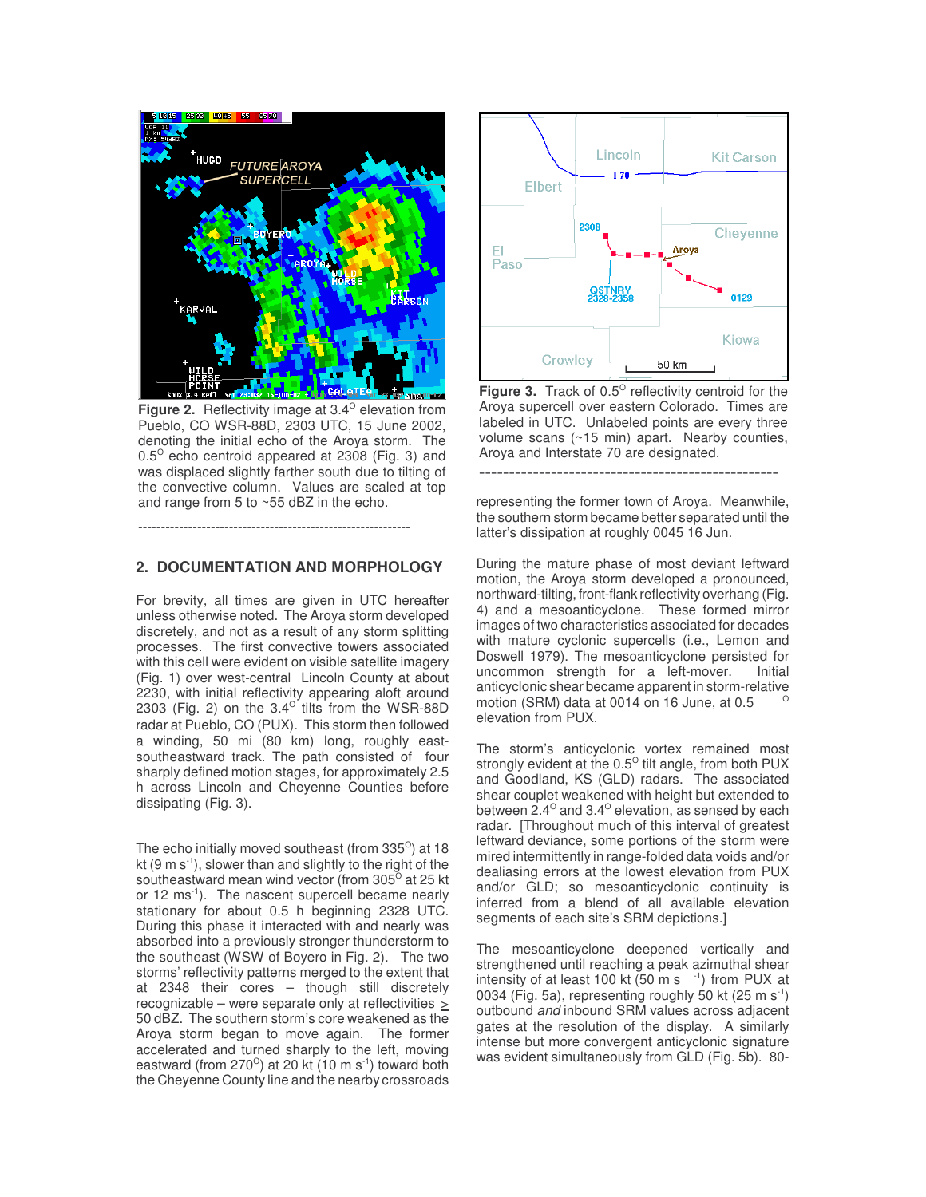**Figure 2.** Reflectivity image at 3.4° elevation from Pueblo, CO WSR-88D, 2303 UTC, 15 June 2002, denoting the initial echo of the Aroya storm. The 0.5° echo centroid appeared at 2308 (Fig. 3) and was displaced slightly farther south due to tilting of the convective column. Values are scaled at top and range from 5 to ~55 dBZ in the echo.

## 2. DOCUMENTATION AND MORPHOLOGY

For brevity, all times are given in UTC hereafter unless otherwise noted. The Aroya storm developed discretely, and not as a result of any storm splitting processes. The first convective towers associated with this cell were evident on visible satellite imagery (Fig. 1) over west-central Lincoln County at about 2230, with initial reflectivity appearing aloft around 2303 (Fig. 2) on the 3.4° tilts from the WSR-88D radar at Pueblo, CO (PUX). This storm then followed a winding, 50 mi (80 km) long, roughly east-southeastward track. The path consisted of four sharply defined motion stages, for approximately 2.5 h across Lincoln and Cheyenne Counties before dissipating (Fig. 3).

The echo initially moved southeast (from 335°) at 18 kt (9 m s$^{-1}$), slower than and slightly to the right of the southeastward mean wind vector (from 305° at 25 kt or 12 ms$^{-1}$). The nascent supercell became nearly stationary for about 0.5 h beginning 2328 UTC. During this phase it interacted with and nearly was absorbed into a previously stronger thunderstorm to the southeast (WSW of Boyero in Fig. 2). The two storms' reflectivity patterns merged to the extent that at 2348 their cores – though still discretely recognizable – were separate only at reflectivities ≥ 50 dBZ. The southern storm's core weakened as the Aroya storm began to move again. The former accelerated and turned sharply to the left, moving eastward (from 270°) at 20 kt (10 m s$^{-1}$) toward both the Cheyenne County line and the nearby crossroads

**Figure 3.** Track of 0.5° reflectivity centroid for the Aroya supercell over eastern Colorado. Times are labeled in UTC. Unlabeled points are every three volume scans (~15 min) apart. Nearby counties, Aroya and Interstate 70 are designated.

representing the former town of Aroya. Meanwhile, the southern storm became better separated until the latter's dissipation at roughly 0045 16 Jun.

During the mature phase of most deviant leftward motion, the Aroya storm developed a pronounced, northward-tilting, front-flank reflectivity overhang (Fig. 4) and a mesoanticyclone. These formed mirror images of two characteristics associated for decades with mature cyclonic supercells (i.e., Lemon and Doswell 1979). The mesoanticyclone persisted for uncommon strength for a left-mover. Initial anticyclonic shear became apparent in storm-relative motion (SRM) data at 0014 on 16 June, at 0.5° elevation from PUX.

The storm's anticyclonic vortex remained most strongly evident at the 0.5° tilt angle, from both PUX and Goodland, KS (GLD) radars. The associated shear couplet weakened with height but extended to between 2.4° and 3.4° elevation, as sensed by each radar. [Throughout much of this interval of greatest leftward deviance, some portions of the storm were mired intermittently in range-folded data voids and/or dealiasing errors at the lowest elevation from PUX and/or GLD; so mesoanticyclonic continuity is inferred from a blend of all available elevation segments of each site's SRM depictions.]

The mesoanticyclone deepened vertically and strengthened until reaching a peak azimuthal shear intensity of at least 100 kt (50 m s$^{-1}$) from PUX at 0034 (Fig. 5a), representing roughly 50 kt (25 m s$^{-1}$) outbound *and* inbound SRM values across adjacent gates at the resolution of the display. A similarly intense but more convergent anticyclonic signature was evident simultaneously from GLD (Fig. 5b). 80-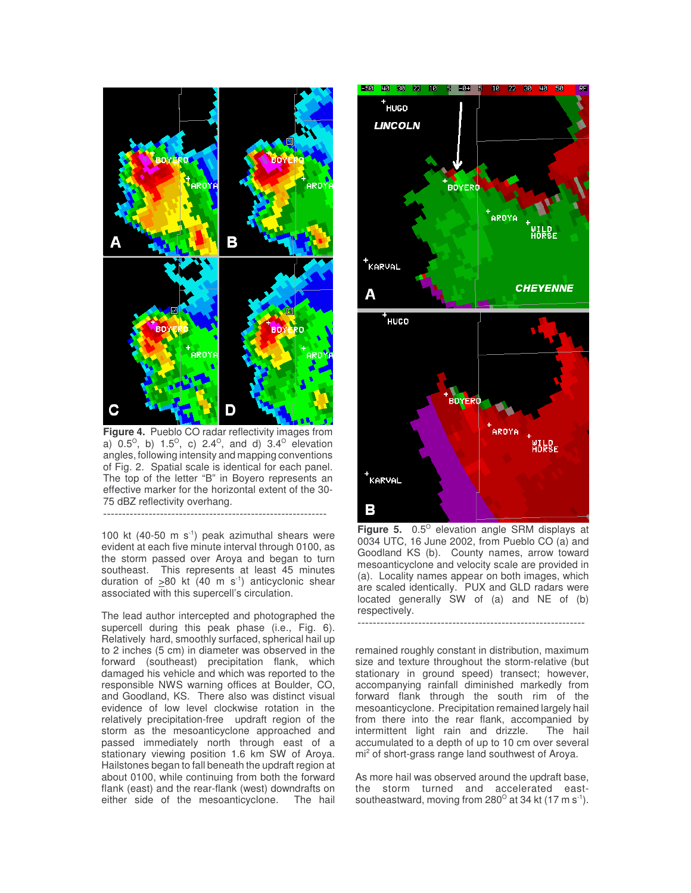**Figure 4.** Pueblo CO radar reflectivity images from a) 0.5°, b) 1.5°, c) 2.4°, and d) 3.4° elevation angles, following intensity and mapping conventions of Fig. 2. Spatial scale is identical for each panel. The top of the letter "B" in Boyero represents an effective marker for the horizontal extent of the 30-75 dBZ reflectivity overhang.

100 kt (40-50 m s$^{-1}$) peak azimuthal shears were evident at each five minute interval through 0100, as the storm passed over Aroya and began to turn southeast. This represents at least 45 minutes duration of $\geq$80 kt (40 m s$^{-1}$) anticyclonic shear associated with this supercell's circulation.

The lead author intercepted and photographed the supercell during this peak phase (i.e., Fig. 6). Relatively hard, smoothly surfaced, spherical hail up to 2 inches (5 cm) in diameter was observed in the forward (southeast) precipitation flank, which damaged his vehicle and which was reported to the responsible NWS warning offices at Boulder, CO, and Goodland, KS. There also was distinct visual evidence of low level clockwise rotation in the relatively precipitation-free updraft region of the storm as the mesoanticyclone approached and passed immediately north through east of a stationary viewing position 1.6 km SW of Aroya. Hailstones began to fall beneath the updraft region at about 0100, while continuing from both the forward flank (east) and the rear-flank (west) downdrafts on either side of the mesoanticyclone. The hail remained roughly constant in distribution, maximum size and texture throughout the storm-relative (but stationary in ground speed) transect; however, accompanying rainfall diminished markedly from forward flank through the south rim of the mesoanticyclone. Precipitation remained largely hail from there into the rear flank, accompanied by intermittent light rain and drizzle. The hail accumulated to a depth of up to 10 cm over several mi$^2$ of short-grass range land southwest of Aroya.

**Figure 5.** 0.5° elevation angle SRM displays at 0034 UTC, 16 June 2002, from Pueblo CO (a) and Goodland KS (b). County names, arrow toward mesoanticyclone and velocity scale are provided in (a). Locality names appear on both images, which are scaled identically. PUX and GLD radars were located generally SW of (a) and NE of (b) respectively.

As more hail was observed around the updraft base, the storm turned and accelerated east-southeastward, moving from 280° at 34 kt (17 m s$^{-1}$).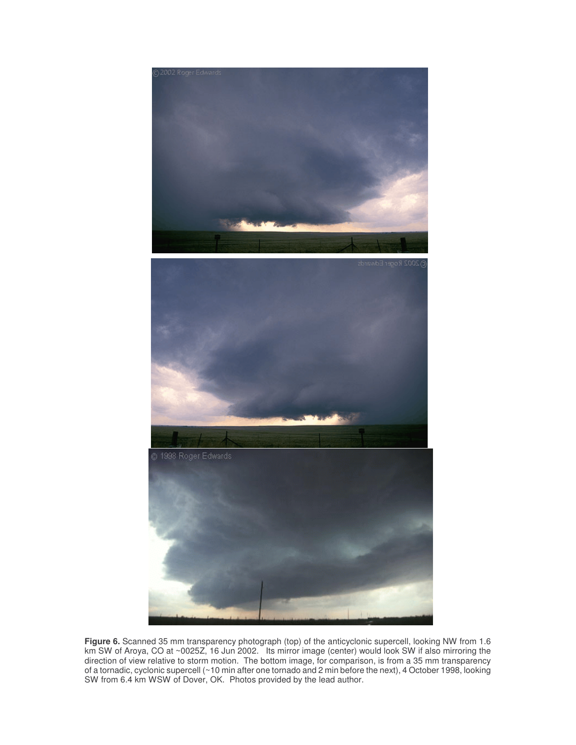**Figure 6.** Scanned 35 mm transparency photograph (top) of the anticyclonic supercell, looking NW from 1.6 km SW of Aroya, CO at ~0025Z, 16 Jun 2002. Its mirror image (center) would look SW if also mirroring the direction of view relative to storm motion. The bottom image, for comparison, is from a 35 mm transparency of a tornadic, cyclonic supercell (~10 min after one tornado and 2 min before the next), 4 October 1998, looking SW from 6.4 km WSW of Dover, OK. Photos provided by the lead author.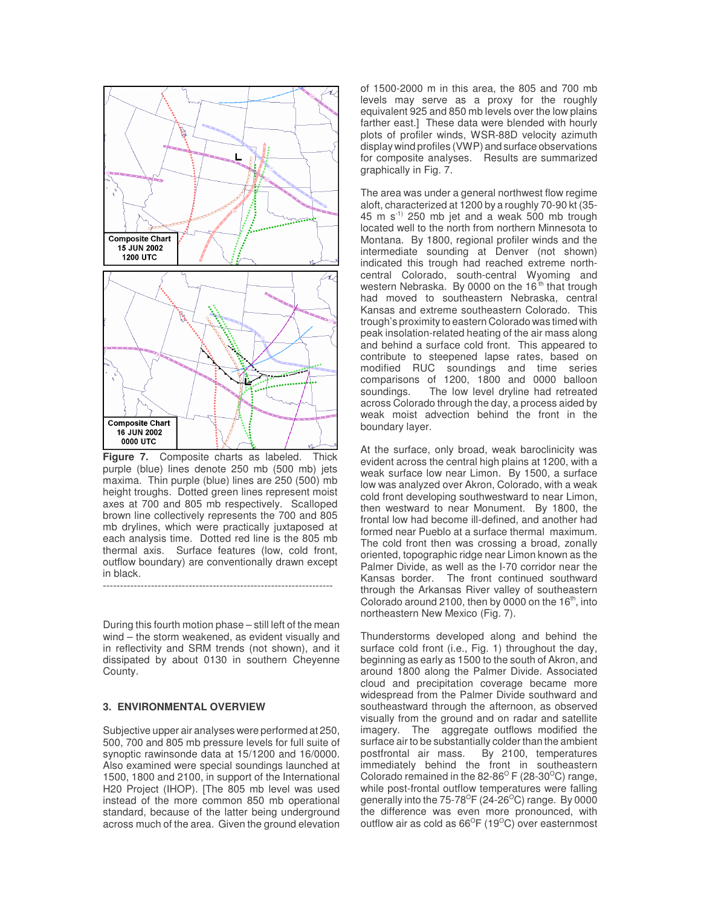Composite Chart
15 JUN 2002
1200 UTC

Composite Chart
16 JUN 2002
0000 UTC

**Figure 7.** Composite charts as labeled. Thick purple (blue) lines denote 250 mb (500 mb) jets maxima. Thin purple (blue) lines are 250 (500) mb height troughs. Dotted green lines represent moist axes at 700 and 805 mb respectively. Scalloped brown line collectively represents the 700 and 805 mb drylines, which were practically juxtaposed at each analysis time. Dotted red line is the 805 mb thermal axis. Surface features (low, cold front, outflow boundary) are conventionally drawn except in black.

---

During this fourth motion phase – still left of the mean wind – the storm weakened, as evident visually and in reflectivity and SRM trends (not shown), and it dissipated by about 0130 in southern Cheyenne County.

### 3. ENVIRONMENTAL OVERVIEW

Subjective upper air analyses were performed at 250, 500, 700 and 805 mb pressure levels for full suite of synoptic rawinsonde data at 15/1200 and 16/0000. Also examined were special soundings launched at 1500, 1800 and 2100, in support of the International H20 Project (IHOP). [The 805 mb level was used instead of the more common 850 mb operational standard, because of the latter being underground across much of the area. Given the ground elevation of 1500-2000 m in this area, the 805 and 700 mb levels may serve as a proxy for the roughly equivalent 925 and 850 mb levels over the low plains farther east.] These data were blended with hourly plots of profiler winds, WSR-88D velocity azimuth display wind profiles (VWP) and surface observations for composite analyses. Results are summarized graphically in Fig. 7.

The area was under a general northwest flow regime aloft, characterized at 1200 by a roughly 70-90 kt (35-45 m $s^{-1}$) 250 mb jet and a weak 500 mb trough located well to the north from northern Minnesota to Montana. By 1800, regional profiler winds and the intermediate sounding at Denver (not shown) indicated this trough had reached extreme north-central Colorado, south-central Wyoming and western Nebraska. By 0000 on the 16th that trough had moved to southeastern Nebraska, central Kansas and extreme southeastern Colorado. This trough's proximity to eastern Colorado was timed with peak insolation-related heating of the air mass along and behind a surface cold front. This appeared to contribute to steepened lapse rates, based on modified RUC soundings and time series comparisons of 1200, 1800 and 0000 balloon soundings. The low level dryline had retreated across Colorado through the day, a process aided by weak moist advection behind the front in the boundary layer.

At the surface, only broad, weak baroclinicity was evident across the central high plains at 1200, with a weak surface low near Limon. By 1500, a surface low was analyzed over Akron, Colorado, with a weak cold front developing southwestward to near Limon, then westward to near Monument. By 1800, the frontal low had become ill-defined, and another had formed near Pueblo at a surface thermal maximum. The cold front then was crossing a broad, zonally oriented, topographic ridge near Limon known as the Palmer Divide, as well as the I-70 corridor near the Kansas border. The front continued southward through the Arkansas River valley of southeastern Colorado around 2100, then by 0000 on the 16th, into northeastern New Mexico (Fig. 7).

Thunderstorms developed along and behind the surface cold front (i.e., Fig. 1) throughout the day, beginning as early as 1500 to the south of Akron, and around 1800 along the Palmer Divide. Associated cloud and precipitation coverage became more widespread from the Palmer Divide southward and southeastward through the afternoon, as observed visually from the ground and on radar and satellite imagery. The aggregate outflows modified the surface air to be substantially colder than the ambient postfrontal air mass. By 2100, temperatures immediately behind the front in southeastern Colorado remained in the 82-86$^{O}$ F (28-30$^{O}$C) range, while post-frontal outflow temperatures were falling generally into the 75-78$^{O}$F (24-26$^{O}$C) range. By 0000 the difference was even more pronounced, with outflow air as cold as 66$^{O}$F (19$^{O}$C) over easternmost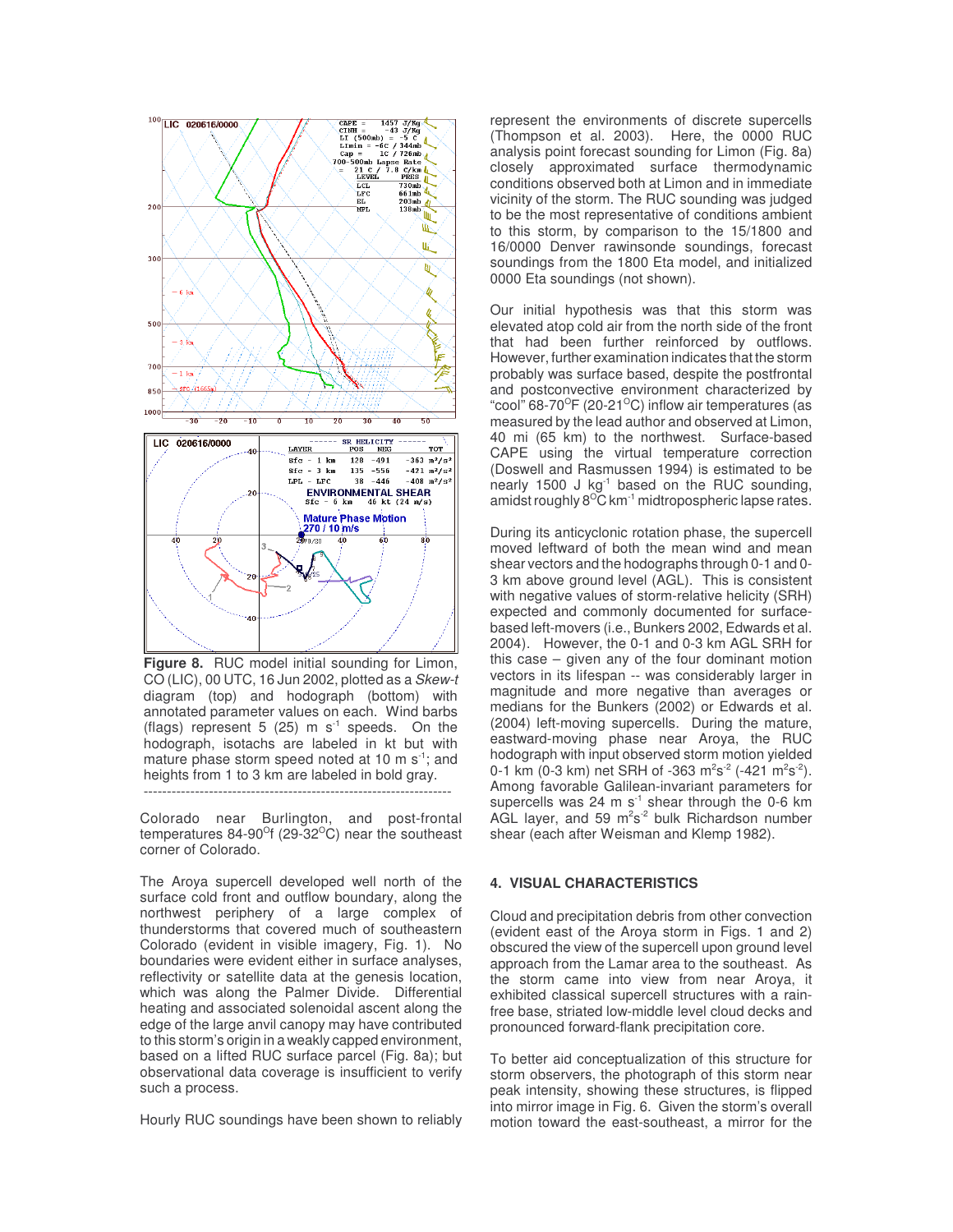**Figure 8.** RUC model initial sounding for Limon, CO (LIC), 00 UTC, 16 Jun 2002, plotted as a *Skew-t* diagram (top) and hodograph (bottom) with annotated parameter values on each. Wind barbs (flags) represent 5 (25) m s$^{-1}$ speeds. On the hodograph, isotachs are labeled in kt but with mature phase storm speed noted at 10 m s$^{-1}$; and heights from 1 to 3 km are labeled in bold gray.

Colorado near Burlington, and post-frontal temperatures 84-90$^{\circ}$f (29-32$^{\circ}$C) near the southeast corner of Colorado.

The Aroya supercell developed well north of the surface cold front and outflow boundary, along the northwest periphery of a large complex of thunderstorms that covered much of southeastern Colorado (evident in visible imagery, Fig. 1). No boundaries were evident either in surface analyses, reflectivity or satellite data at the genesis location, which was along the Palmer Divide. Differential heating and associated solenoidal ascent along the edge of the large anvil canopy may have contributed to this storm's origin in a weakly capped environment, based on a lifted RUC surface parcel (Fig. 8a); but observational data coverage is insufficient to verify such a process.

Hourly RUC soundings have been shown to reliably represent the environments of discrete supercells (Thompson et al. 2003). Here, the 0000 RUC analysis point forecast sounding for Limon (Fig. 8a) closely approximated surface thermodynamic conditions observed both at Limon and in immediate vicinity of the storm. The RUC sounding was judged to be the most representative of conditions ambient to this storm, by comparison to the 15/1800 and 16/0000 Denver rawinsonde soundings, forecast soundings from the 1800 Eta model, and initialized 0000 Eta soundings (not shown).

Our initial hypothesis was that this storm was elevated atop cold air from the north side of the front that had been further reinforced by outflows. However, further examination indicates that the storm probably was surface based, despite the postfrontal and postconvective environment characterized by "cool" 68-70$^{\circ}$F (20-21$^{\circ}$C) inflow air temperatures (as measured by the lead author and observed at Limon, 40 mi (65 km) to the northwest. Surface-based CAPE using the virtual temperature correction (Doswell and Rasmussen 1994) is estimated to be nearly 1500 J kg$^{-1}$ based on the RUC sounding, amidst roughly 8$^{\circ}$C km$^{-1}$ midtropospheric lapse rates.

During its anticyclonic rotation phase, the supercell moved leftward of both the mean wind and mean shear vectors and the hodographs through 0-1 and 0-3 km above ground level (AGL). This is consistent with negative values of storm-relative helicity (SRH) expected and commonly documented for surface-based left-movers (i.e., Bunkers 2002, Edwards et al. 2004). However, the 0-1 and 0-3 km AGL SRH for this case – given any of the four dominant motion vectors in its lifespan -- was considerably larger in magnitude and more negative than averages or medians for the Bunkers (2002) or Edwards et al. (2004) left-moving supercells. During the mature, eastward-moving phase near Aroya, the RUC hodograph with input observed storm motion yielded 0-1 km (0-3 km) net SRH of -363 m$^2$s$^{-2}$ (-421 m$^2$s$^{-2}$). Among favorable Galilean-invariant parameters for supercells was 24 m s$^{-1}$ shear through the 0-6 km AGL layer, and 59 m$^2$s$^{-2}$ bulk Richardson number shear (each after Weisman and Klemp 1982).

## 4. VISUAL CHARACTERISTICS

Cloud and precipitation debris from other convection (evident east of the Aroya storm in Figs. 1 and 2) obscured the view of the supercell upon ground level approach from the Lamar area to the southeast. As the storm came into view from near Aroya, it exhibited classical supercell structures with a rain-free base, striated low-middle level cloud decks and pronounced forward-flank precipitation core.

To better aid conceptualization of this structure for storm observers, the photograph of this storm near peak intensity, showing these structures, is flipped into mirror image in Fig. 6. Given the storm's overall motion toward the east-southeast, a mirror for the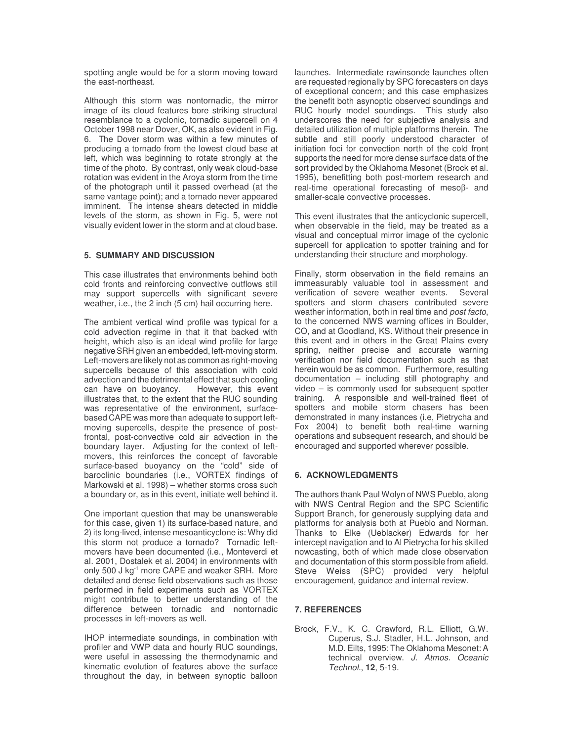spotting angle would be for a storm moving toward the east-northeast.

Although this storm was nontornadic, the mirror image of its cloud features bore striking structural resemblance to a cyclonic, tornadic supercell on 4 October 1998 near Dover, OK, as also evident in Fig. 6. The Dover storm was within a few minutes of producing a tornado from the lowest cloud base at left, which was beginning to rotate strongly at the time of the photo. By contrast, only weak cloud-base rotation was evident in the Aroya storm from the time of the photograph until it passed overhead (at the same vantage point); and a tornado never appeared imminent. The intense shears detected in middle levels of the storm, as shown in Fig. 5, were not visually evident lower in the storm and at cloud base.

## 5. SUMMARY AND DISCUSSION

This case illustrates that environments behind both cold fronts and reinforcing convective outflows still may support supercells with significant severe weather, i.e., the 2 inch (5 cm) hail occurring here.

The ambient vertical wind profile was typical for a cold advection regime in that it that backed with height, which also is an ideal wind profile for large negative SRH given an embedded, left-moving storm. Left-movers are likely not as common as right-moving supercells because of this association with cold advection and the detrimental effect that such cooling can have on buoyancy. However, this event illustrates that, to the extent that the RUC sounding was representative of the environment, surface-based CAPE was more than adequate to support left-moving supercells, despite the presence of post-frontal, post-convective cold air advection in the boundary layer. Adjusting for the context of left-movers, this reinforces the concept of favorable surface-based buoyancy on the "cold" side of baroclinic boundaries (i.e., VORTEX findings of Markowski et al. 1998) – whether storms cross such a boundary or, as in this event, initiate well behind it.

One important question that may be unanswerable for this case, given 1) its surface-based nature, and 2) its long-lived, intense mesoanticyclone is: Why did this storm not produce a tornado? Tornadic left-movers have been documented (i.e., Monteverdi et al. 2001, Dostalek et al. 2004) in environments with only 500 J kg$^{-1}$ more CAPE and weaker SRH. More detailed and dense field observations such as those performed in field experiments such as VORTEX might contribute to better understanding of the difference between tornadic and nontornadic processes in left-movers as well.

IHOP intermediate soundings, in combination with profiler and VWP data and hourly RUC soundings, were useful in assessing the thermodynamic and kinematic evolution of features above the surface throughout the day, in between synoptic balloon launches. Intermediate rawinsonde launches often are requested regionally by SPC forecasters on days of exceptional concern; and this case emphasizes the benefit both asynoptic observed soundings and RUC hourly model soundings. This study also underscores the need for subjective analysis and detailed utilization of multiple platforms therein. The subtle and still poorly understood character of initiation foci for convection north of the cold front supports the need for more dense surface data of the sort provided by the Oklahoma Mesonet (Brock et al. 1995), benefitting both post-mortem research and real-time operational forecasting of meso$\beta$- and smaller-scale convective processes.

This event illustrates that the anticyclonic supercell, when observable in the field, may be treated as a visual and conceptual mirror image of the cyclonic supercell for application to spotter training and for understanding their structure and morphology.

Finally, storm observation in the field remains an immeasurably valuable tool in assessment and verification of severe weather events. Several spotters and storm chasers contributed severe weather information, both in real time and *post facto*, to the concerned NWS warning offices in Boulder, CO, and at Goodland, KS. Without their presence in this event and in others in the Great Plains every spring, neither precise and accurate warning verification nor field documentation such as that herein would be as common. Furthermore, resulting documentation – including still photography and video – is commonly used for subsequent spotter training. A responsible and well-trained fleet of spotters and mobile storm chasers has been demonstrated in many instances (i.e, Pietrycha and Fox 2004) to benefit both real-time warning operations and subsequent research, and should be encouraged and supported wherever possible.

## 6. ACKNOWLEDGMENTS

The authors thank Paul Wolyn of NWS Pueblo, along with NWS Central Region and the SPC Scientific Support Branch, for generously supplying data and platforms for analysis both at Pueblo and Norman. Thanks to Elke (Ueblacker) Edwards for her intercept navigation and to Al Pietrycha for his skilled nowcasting, both of which made close observation and documentation of this storm possible from afield. Steve Weiss (SPC) provided very helpful encouragement, guidance and internal review.

## 7. REFERENCES

Brock, F.V., K. C. Crawford, R.L. Elliott, G.W. Cuperus, S.J. Stadler, H.L. Johnson, and M.D. Eilts, 1995: The Oklahoma Mesonet: A technical overview. *J. Atmos. Oceanic Technol.*, **12**, 5-19.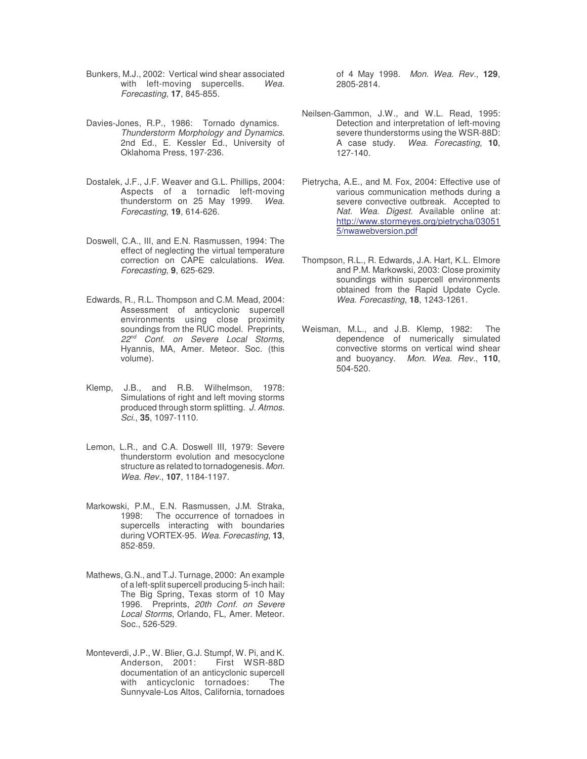Bunkers, M.J., 2002: Vertical wind shear associated with left-moving supercells. *Wea. Forecasting*, **17**, 845-855.

Davies-Jones, R.P., 1986: Tornado dynamics. *Thunderstorm Morphology and Dynamics*. 2nd Ed., E. Kessler Ed., University of Oklahoma Press, 197-236.

Dostalek, J.F., J.F. Weaver and G.L. Phillips, 2004: Aspects of a tornadic left-moving thunderstorm on 25 May 1999. *Wea. Forecasting*, **19**, 614-626.

Doswell, C.A., III, and E.N. Rasmussen, 1994: The effect of neglecting the virtual temperature correction on CAPE calculations. *Wea. Forecasting*, **9**, 625-629.

Edwards, R., R.L. Thompson and C.M. Mead, 2004: Assessment of anticyclonic supercell environments using close proximity soundings from the RUC model. Preprints, *22nd Conf. on Severe Local Storms*, Hyannis, MA, Amer. Meteor. Soc. (this volume).

Klemp, J.B., and R.B. Wilhelmson, 1978: Simulations of right and left moving storms produced through storm splitting. *J. Atmos. Sci.*, **35**, 1097-1110.

Lemon, L.R., and C.A. Doswell III, 1979: Severe thunderstorm evolution and mesocyclone structure as related to tornadogenesis. *Mon. Wea. Rev.*, **107**, 1184-1197.

Markowski, P.M., E.N. Rasmussen, J.M. Straka, 1998: The occurrence of tornadoes in supercells interacting with boundaries during VORTEX-95. *Wea. Forecasting*, **13**, 852-859.

Mathews, G.N., and T.J. Turnage, 2000: An example of a left-split supercell producing 5-inch hail: The Big Spring, Texas storm of 10 May 1996. Preprints, *20th Conf. on Severe Local Storms*, Orlando, FL, Amer. Meteor. Soc., 526-529.

Monteverdi, J.P., W. Blier, G.J. Stumpf, W. Pi, and K. Anderson, 2001: First WSR-88D documentation of an anticyclonic supercell with anticyclonic tornadoes: The Sunnyvale-Los Altos, California, tornadoes of 4 May 1998. *Mon. Wea. Rev.*, **129**, 2805-2814.

Neilsen-Gammon, J.W., and W.L. Read, 1995: Detection and interpretation of left-moving severe thunderstorms using the WSR-88D: A case study. *Wea. Forecasting*, **10**, 127-140.

Pietrycha, A.E., and M. Fox, 2004: Effective use of various communication methods during a severe convective outbreak. Accepted to *Nat. Wea. Digest*. Available online at: http://www.stormeyes.org/pietrycha/030515/nwawebversion.pdf

Thompson, R.L., R. Edwards, J.A. Hart, K.L. Elmore and P.M. Markowski, 2003: Close proximity soundings within supercell environments obtained from the Rapid Update Cycle. *Wea. Forecasting*, **18**, 1243-1261.

Weisman, M.L., and J.B. Klemp, 1982: The dependence of numerically simulated convective storms on vertical wind shear and buoyancy. *Mon. Wea. Rev.*, **110**, 504-520.